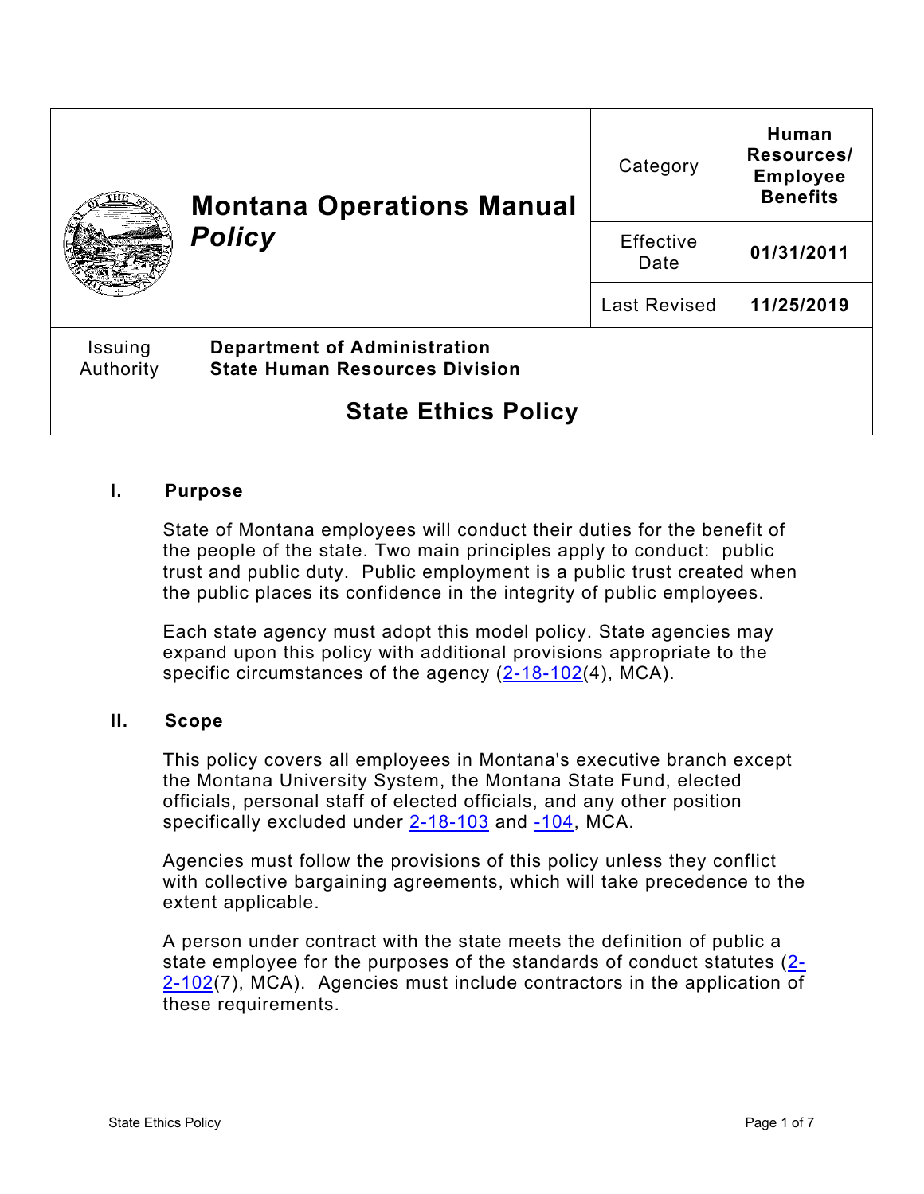| Montana Operations Manual *Policy* | Category | Human Resources/ Employee Benefits |
|---|---|---|
| | Effective Date | 01/31/2011 |
| | Last Revised | 11/25/2019 |

| Issuing Authority | Department of Administration State Human Resources Division |
|---|---|

# State Ethics Policy

## I. Purpose

State of Montana employees will conduct their duties for the benefit of the people of the state. Two main principles apply to conduct: public trust and public duty. Public employment is a public trust created when the public places its confidence in the integrity of public employees.

Each state agency must adopt this model policy. State agencies may expand upon this policy with additional provisions appropriate to the specific circumstances of the agency (2-18-102(4), MCA).

## II. Scope

This policy covers all employees in Montana's executive branch except the Montana University System, the Montana State Fund, elected officials, personal staff of elected officials, and any other position specifically excluded under 2-18-103 and -104, MCA.

Agencies must follow the provisions of this policy unless they conflict with collective bargaining agreements, which will take precedence to the extent applicable.

A person under contract with the state meets the definition of public a state employee for the purposes of the standards of conduct statutes (2-2-102(7), MCA). Agencies must include contractors in the application of these requirements.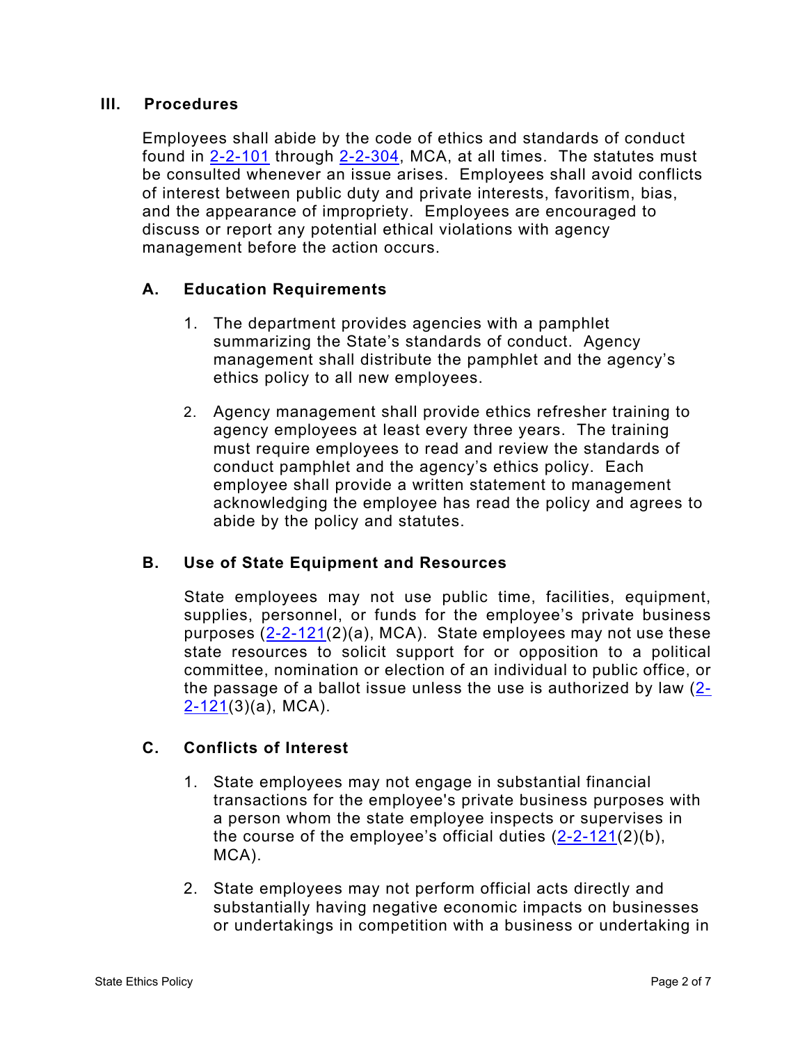## III. Procedures

Employees shall abide by the code of ethics and standards of conduct found in 2-2-101 through 2-2-304, MCA, at all times. The statutes must be consulted whenever an issue arises. Employees shall avoid conflicts of interest between public duty and private interests, favoritism, bias, and the appearance of impropriety. Employees are encouraged to discuss or report any potential ethical violations with agency management before the action occurs.

### A. Education Requirements

1. The department provides agencies with a pamphlet summarizing the State's standards of conduct. Agency management shall distribute the pamphlet and the agency's ethics policy to all new employees.

2. Agency management shall provide ethics refresher training to agency employees at least every three years. The training must require employees to read and review the standards of conduct pamphlet and the agency's ethics policy. Each employee shall provide a written statement to management acknowledging the employee has read the policy and agrees to abide by the policy and statutes.

### B. Use of State Equipment and Resources

State employees may not use public time, facilities, equipment, supplies, personnel, or funds for the employee's private business purposes (2-2-121(2)(a), MCA). State employees may not use these state resources to solicit support for or opposition to a political committee, nomination or election of an individual to public office, or the passage of a ballot issue unless the use is authorized by law (2-2-121(3)(a), MCA).

### C. Conflicts of Interest

1. State employees may not engage in substantial financial transactions for the employee's private business purposes with a person whom the state employee inspects or supervises in the course of the employee's official duties (2-2-121(2)(b), MCA).

2. State employees may not perform official acts directly and substantially having negative economic impacts on businesses or undertakings in competition with a business or undertaking in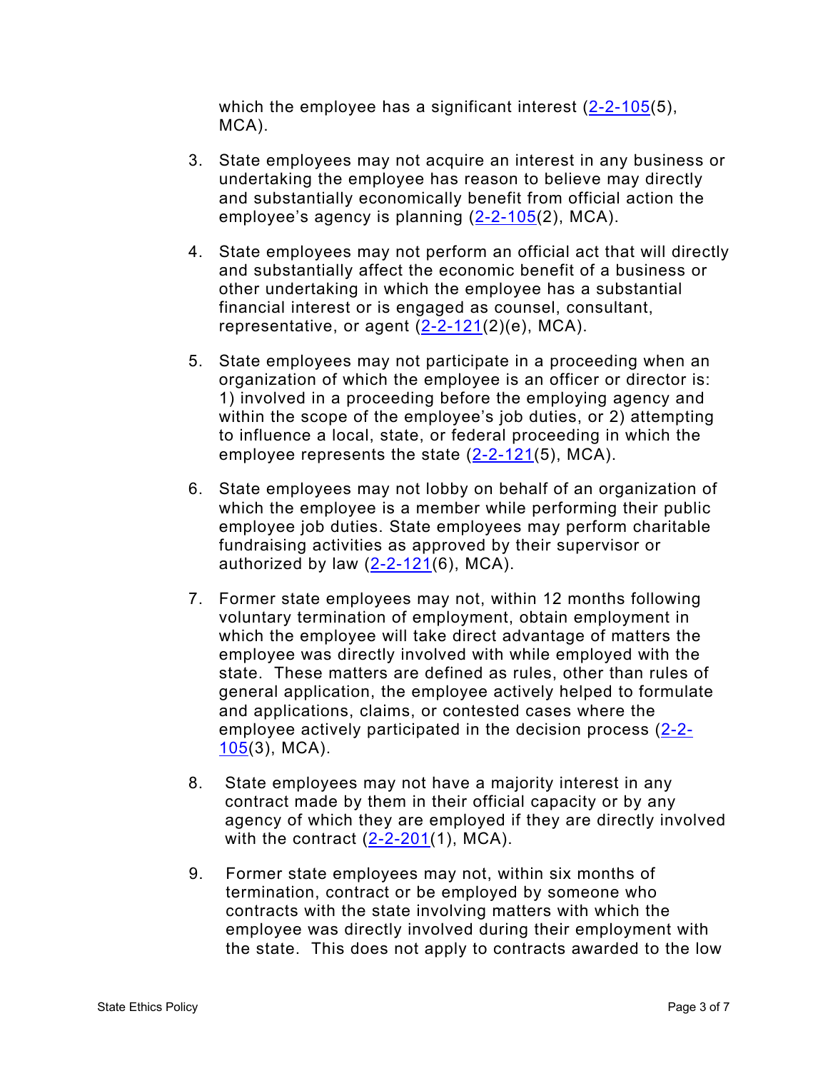which the employee has a significant interest ([2-2-105](5), MCA).

3. State employees may not acquire an interest in any business or undertaking the employee has reason to believe may directly and substantially economically benefit from official action the employee's agency is planning (2-2-105(2), MCA).

4. State employees may not perform an official act that will directly and substantially affect the economic benefit of a business or other undertaking in which the employee has a substantial financial interest or is engaged as counsel, consultant, representative, or agent (2-2-121(2)(e), MCA).

5. State employees may not participate in a proceeding when an organization of which the employee is an officer or director is: 1) involved in a proceeding before the employing agency and within the scope of the employee's job duties, or 2) attempting to influence a local, state, or federal proceeding in which the employee represents the state (2-2-121(5), MCA).

6. State employees may not lobby on behalf of an organization of which the employee is a member while performing their public employee job duties. State employees may perform charitable fundraising activities as approved by their supervisor or authorized by law (2-2-121(6), MCA).

7. Former state employees may not, within 12 months following voluntary termination of employment, obtain employment in which the employee will take direct advantage of matters the employee was directly involved with while employed with the state. These matters are defined as rules, other than rules of general application, the employee actively helped to formulate and applications, claims, or contested cases where the employee actively participated in the decision process (2-2-105(3), MCA).

8. State employees may not have a majority interest in any contract made by them in their official capacity or by any agency of which they are employed if they are directly involved with the contract (2-2-201(1), MCA).

9. Former state employees may not, within six months of termination, contract or be employed by someone who contracts with the state involving matters with which the employee was directly involved during their employment with the state. This does not apply to contracts awarded to the low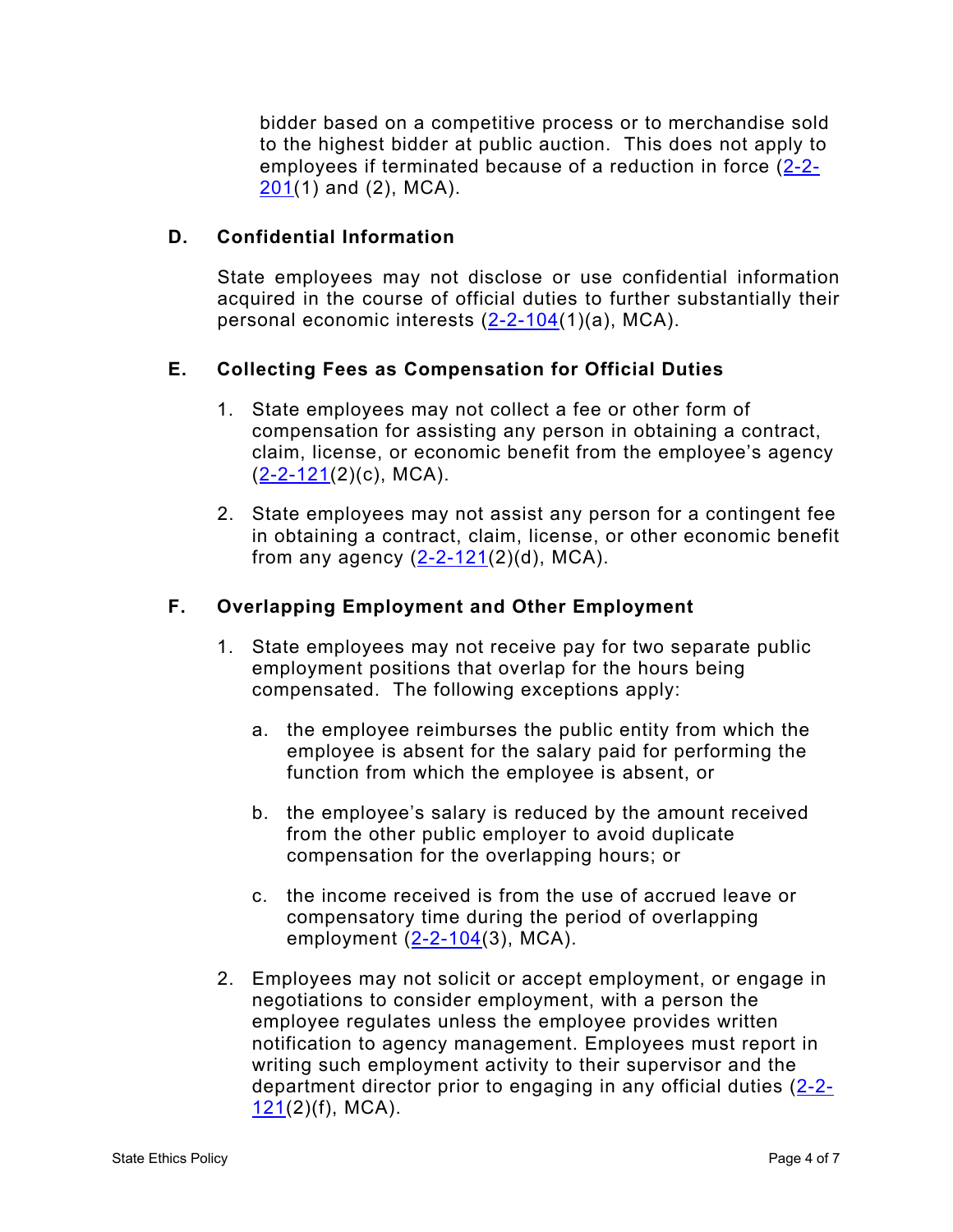bidder based on a competitive process or to merchandise sold to the highest bidder at public auction. This does not apply to employees if terminated because of a reduction in force (2-2-201(1) and (2), MCA).

### D. Confidential Information

State employees may not disclose or use confidential information acquired in the course of official duties to further substantially their personal economic interests (2-2-104(1)(a), MCA).

### E. Collecting Fees as Compensation for Official Duties

1. State employees may not collect a fee or other form of compensation for assisting any person in obtaining a contract, claim, license, or economic benefit from the employee's agency (2-2-121(2)(c), MCA).

2. State employees may not assist any person for a contingent fee in obtaining a contract, claim, license, or other economic benefit from any agency (2-2-121(2)(d), MCA).

### F. Overlapping Employment and Other Employment

1. State employees may not receive pay for two separate public employment positions that overlap for the hours being compensated. The following exceptions apply:

   a. the employee reimburses the public entity from which the employee is absent for the salary paid for performing the function from which the employee is absent, or

   b. the employee's salary is reduced by the amount received from the other public employer to avoid duplicate compensation for the overlapping hours; or

   c. the income received is from the use of accrued leave or compensatory time during the period of overlapping employment (2-2-104(3), MCA).

2. Employees may not solicit or accept employment, or engage in negotiations to consider employment, with a person the employee regulates unless the employee provides written notification to agency management. Employees must report in writing such employment activity to their supervisor and the department director prior to engaging in any official duties (2-2-121(2)(f), MCA).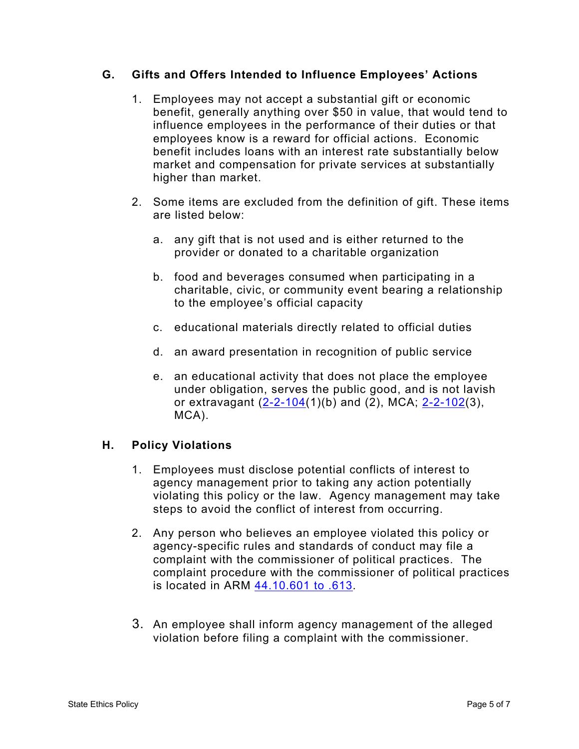## G. Gifts and Offers Intended to Influence Employees' Actions

1. Employees may not accept a substantial gift or economic benefit, generally anything over $50 in value, that would tend to influence employees in the performance of their duties or that employees know is a reward for official actions. Economic benefit includes loans with an interest rate substantially below market and compensation for private services at substantially higher than market.

2. Some items are excluded from the definition of gift. These items are listed below:

   a. any gift that is not used and is either returned to the provider or donated to a charitable organization

   b. food and beverages consumed when participating in a charitable, civic, or community event bearing a relationship to the employee's official capacity

   c. educational materials directly related to official duties

   d. an award presentation in recognition of public service

   e. an educational activity that does not place the employee under obligation, serves the public good, and is not lavish or extravagant (2-2-104(1)(b) and (2), MCA; 2-2-102(3), MCA).

## H. Policy Violations

1. Employees must disclose potential conflicts of interest to agency management prior to taking any action potentially violating this policy or the law. Agency management may take steps to avoid the conflict of interest from occurring.

2. Any person who believes an employee violated this policy or agency-specific rules and standards of conduct may file a complaint with the commissioner of political practices. The complaint procedure with the commissioner of political practices is located in ARM 44.10.601 to .613.

3. An employee shall inform agency management of the alleged violation before filing a complaint with the commissioner.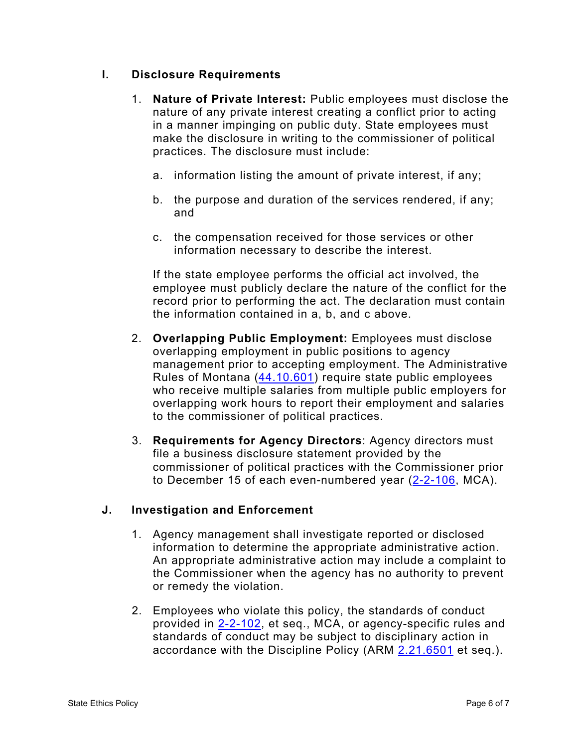## I. Disclosure Requirements

1. **Nature of Private Interest:** Public employees must disclose the nature of any private interest creating a conflict prior to acting in a manner impinging on public duty. State employees must make the disclosure in writing to the commissioner of political practices. The disclosure must include:

   a. information listing the amount of private interest, if any;

   b. the purpose and duration of the services rendered, if any; and

   c. the compensation received for those services or other information necessary to describe the interest.

   If the state employee performs the official act involved, the employee must publicly declare the nature of the conflict for the record prior to performing the act. The declaration must contain the information contained in a, b, and c above.

2. **Overlapping Public Employment:** Employees must disclose overlapping employment in public positions to agency management prior to accepting employment. The Administrative Rules of Montana (44.10.601) require state public employees who receive multiple salaries from multiple public employers for overlapping work hours to report their employment and salaries to the commissioner of political practices.

3. **Requirements for Agency Directors**: Agency directors must file a business disclosure statement provided by the commissioner of political practices with the Commissioner prior to December 15 of each even-numbered year (2-2-106, MCA).

## J. Investigation and Enforcement

1. Agency management shall investigate reported or disclosed information to determine the appropriate administrative action. An appropriate administrative action may include a complaint to the Commissioner when the agency has no authority to prevent or remedy the violation.

2. Employees who violate this policy, the standards of conduct provided in 2-2-102, et seq., MCA, or agency-specific rules and standards of conduct may be subject to disciplinary action in accordance with the Discipline Policy (ARM 2.21.6501 et seq.).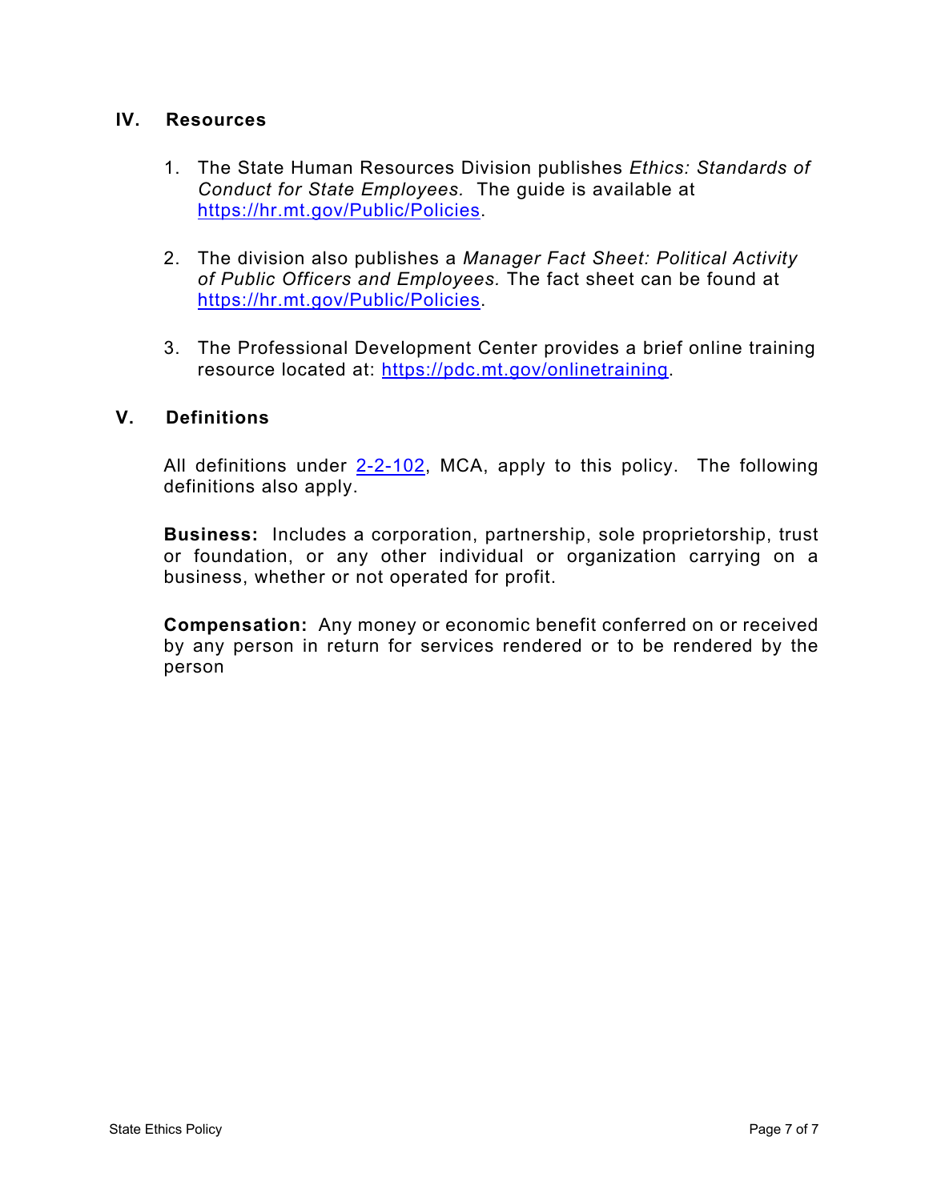## IV. Resources

1. The State Human Resources Division publishes *Ethics: Standards of Conduct for State Employees.* The guide is available at [https://hr.mt.gov/Public/Policies](https://hr.mt.gov/Public/Policies).

2. The division also publishes a *Manager Fact Sheet: Political Activity of Public Officers and Employees*. The fact sheet can be found at [https://hr.mt.gov/Public/Policies](https://hr.mt.gov/Public/Policies).

3. The Professional Development Center provides a brief online training resource located at: [https://pdc.mt.gov/onlinetraining](https://pdc.mt.gov/onlinetraining).

## V. Definitions

All definitions under 2-2-102, MCA, apply to this policy. The following definitions also apply.

**Business:** Includes a corporation, partnership, sole proprietorship, trust or foundation, or any other individual or organization carrying on a business, whether or not operated for profit.

**Compensation:** Any money or economic benefit conferred on or received by any person in return for services rendered or to be rendered by the person